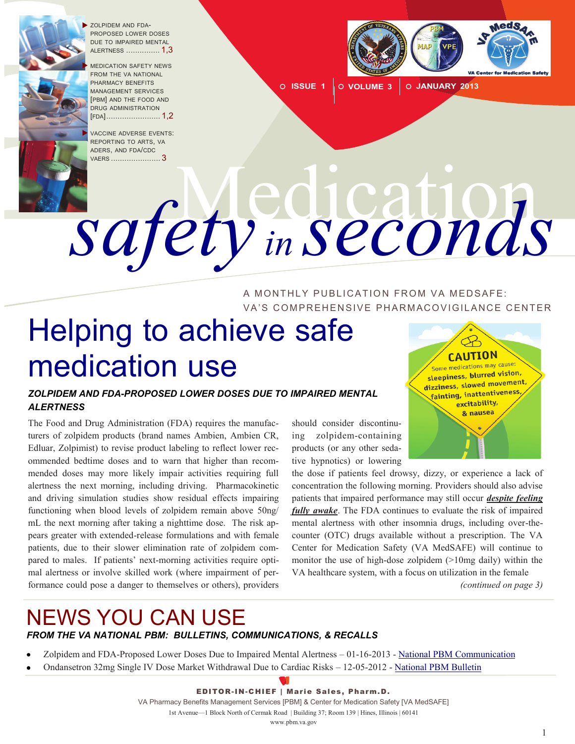- ZOLPIDEM AND FDA-PROPOSED LOWER DOSES DUE TO IMPAIRED MENTAL ALERTNESS ............... 1,3
- MEDICATION SAFETY NEWS FROM THE VA NATIONAL PHARMACY BENEFITS MANAGEMENT SERVICES [PBM] AND THE FOOD AND DRUG ADMINISTRATION [FDA]........................ 1,2
- VACCINE ADVERSE EVENTS: REPORTING TO ARTS, VA ADERS, AND FDA/CDC VAERS ...................... 3

ISSUE 1 | VOLUME 3 | JANUARY 2013

# Medication safety in seconds

A MONTHLY PUBLICATION FROM VA MEDSAFE: VA'S COMPREHENSIVE PHARMACOVIGILANCE CENTER

# Helping to achieve safe medication use

### *ZOLPIDEM AND FDA-PROPOSED LOWER DOSES DUE TO IMPAIRED MENTAL ALERTNESS*

The Food and Drug Administration (FDA) requires the manufacturers of zolpidem products (brand names Ambien, Ambien CR, Edluar, Zolpimist) to revise product labeling to reflect lower recommended bedtime doses and to warn that higher than recommended doses may more likely impair activities requiring full alertness the next morning, including driving. Pharmacokinetic and driving simulation studies show residual effects impairing functioning when blood levels of zolpidem remain above 50ng/mL the next morning after taking a nighttime dose. The risk appears greater with extended-release formulations and with female patients, due to their slower elimination rate of zolpidem compared to males. If patients' next-morning activities require optimal alertness or involve skilled work (where impairment of performance could pose a danger to themselves or others), providers should consider discontinuing zolpidem-containing products (or any other sedative hypnotics) or lowering the dose if patients feel drowsy, dizzy, or experience a lack of concentration the following morning. Providers should also advise patients that impaired performance may still occur ***despite feeling fully awake***. The FDA continues to evaluate the risk of impaired mental alertness with other insomnia drugs, including over-the-counter (OTC) drugs available without a prescription. The VA Center for Medication Safety (VA MedSAFE) will continue to monitor the use of high-dose zolpidem (>10mg daily) within the VA healthcare system, with a focus on utilization in the female

*(continued on page 3)*

CAUTION
Some medications may cause: sleepiness, blurred vision, dizziness, slowed movement, fainting, inattentiveness, excitability, & nausea

# NEWS YOU CAN USE

### *FROM THE VA NATIONAL PBM: BULLETINS, COMMUNICATIONS, & RECALLS*

- Zolpidem and FDA-Proposed Lower Doses Due to Impaired Mental Alertness – 01-16-2013 - National PBM Communication
- Ondansetron 32mg Single IV Dose Market Withdrawal Due to Cardiac Risks – 12-05-2012 - National PBM Bulletin

**EDITOR-IN-CHIEF | Marie Sales, Pharm.D.**

VA Pharmacy Benefits Management Services [PBM] & Center for Medication Safety [VA MedSAFE]

1st Avenue—1 Block North of Cermak Road | Building 37; Room 139 | Hines, Illinois | 60141

www.pbm.va.gov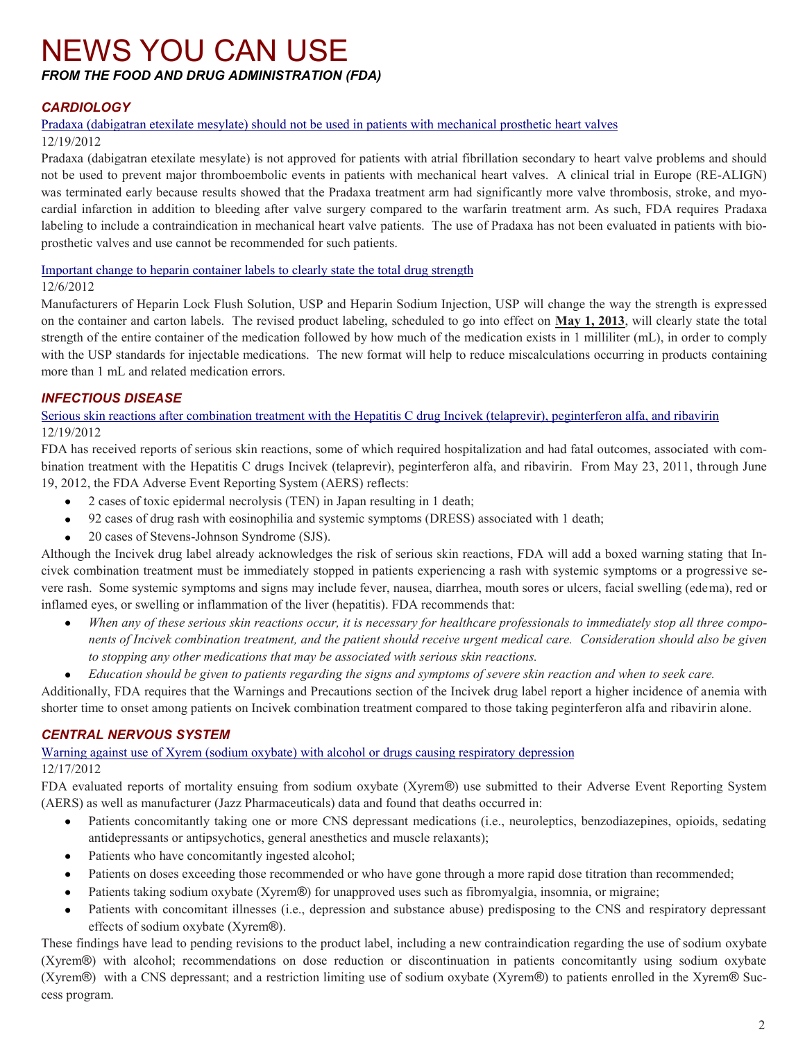# NEWS YOU CAN USE

***FROM THE FOOD AND DRUG ADMINISTRATION (FDA)***

## *CARDIOLOGY*

Pradaxa (dabigatran etexilate mesylate) should not be used in patients with mechanical prosthetic heart valves

12/19/2012

Pradaxa (dabigatran etexilate mesylate) is not approved for patients with atrial fibrillation secondary to heart valve problems and should not be used to prevent major thromboembolic events in patients with mechanical heart valves. A clinical trial in Europe (RE-ALIGN) was terminated early because results showed that the Pradaxa treatment arm had significantly more valve thrombosis, stroke, and myocardial infarction in addition to bleeding after valve surgery compared to the warfarin treatment arm. As such, FDA requires Pradaxa labeling to include a contraindication in mechanical heart valve patients. The use of Pradaxa has not been evaluated in patients with bioprosthetic valves and use cannot be recommended for such patients.

Important change to heparin container labels to clearly state the total drug strength

12/6/2012

Manufacturers of Heparin Lock Flush Solution, USP and Heparin Sodium Injection, USP will change the way the strength is expressed on the container and carton labels. The revised product labeling, scheduled to go into effect on **May 1, 2013**, will clearly state the total strength of the entire container of the medication followed by how much of the medication exists in 1 milliliter (mL), in order to comply with the USP standards for injectable medications. The new format will help to reduce miscalculations occurring in products containing more than 1 mL and related medication errors.

## *INFECTIOUS DISEASE*

Serious skin reactions after combination treatment with the Hepatitis C drug Incivek (telaprevir), peginterferon alfa, and ribavirin

12/19/2012

FDA has received reports of serious skin reactions, some of which required hospitalization and had fatal outcomes, associated with combination treatment with the Hepatitis C drugs Incivek (telaprevir), peginterferon alfa, and ribavirin. From May 23, 2011, through June 19, 2012, the FDA Adverse Event Reporting System (AERS) reflects:

- 2 cases of toxic epidermal necrolysis (TEN) in Japan resulting in 1 death;
- 92 cases of drug rash with eosinophilia and systemic symptoms (DRESS) associated with 1 death;
- 20 cases of Stevens-Johnson Syndrome (SJS).

Although the Incivek drug label already acknowledges the risk of serious skin reactions, FDA will add a boxed warning stating that Incivek combination treatment must be immediately stopped in patients experiencing a rash with systemic symptoms or a progressive severe rash. Some systemic symptoms and signs may include fever, nausea, diarrhea, mouth sores or ulcers, facial swelling (edema), red or inflamed eyes, or swelling or inflammation of the liver (hepatitis). FDA recommends that:

- *When any of these serious skin reactions occur, it is necessary for healthcare professionals to immediately stop all three components of Incivek combination treatment, and the patient should receive urgent medical care. Consideration should also be given to stopping any other medications that may be associated with serious skin reactions.*
- *Education should be given to patients regarding the signs and symptoms of severe skin reaction and when to seek care.*

Additionally, FDA requires that the Warnings and Precautions section of the Incivek drug label report a higher incidence of anemia with shorter time to onset among patients on Incivek combination treatment compared to those taking peginterferon alfa and ribavirin alone.

## *CENTRAL NERVOUS SYSTEM*

Warning against use of Xyrem (sodium oxybate) with alcohol or drugs causing respiratory depression

12/17/2012

FDA evaluated reports of mortality ensuing from sodium oxybate (Xyrem®) use submitted to their Adverse Event Reporting System (AERS) as well as manufacturer (Jazz Pharmaceuticals) data and found that deaths occurred in:

- Patients concomitantly taking one or more CNS depressant medications (i.e., neuroleptics, benzodiazepines, opioids, sedating antidepressants or antipsychotics, general anesthetics and muscle relaxants);
- Patients who have concomitantly ingested alcohol;
- Patients on doses exceeding those recommended or who have gone through a more rapid dose titration than recommended;
- Patients taking sodium oxybate (Xyrem®) for unapproved uses such as fibromyalgia, insomnia, or migraine;
- Patients with concomitant illnesses (i.e., depression and substance abuse) predisposing to the CNS and respiratory depressant effects of sodium oxybate (Xyrem®).

These findings have lead to pending revisions to the product label, including a new contraindication regarding the use of sodium oxybate (Xyrem®) with alcohol; recommendations on dose reduction or discontinuation in patients concomitantly using sodium oxybate (Xyrem®) with a CNS depressant; and a restriction limiting use of sodium oxybate (Xyrem®) to patients enrolled in the Xyrem® Success program.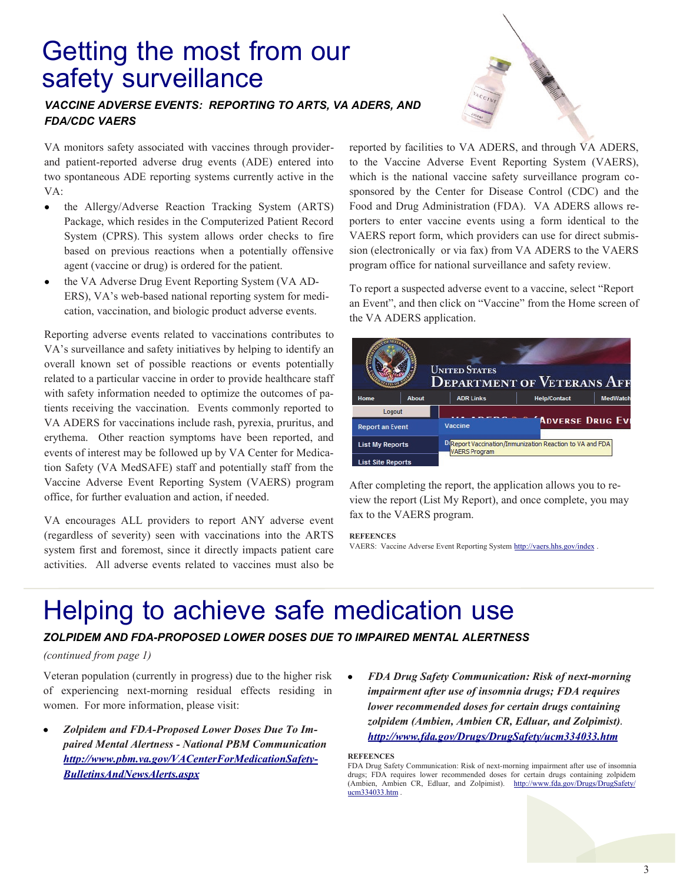# Getting the most from our safety surveillance

***VACCINE ADVERSE EVENTS: REPORTING TO ARTS, VA ADERS, AND FDA/CDC VAERS***

VA monitors safety associated with vaccines through provider- and patient-reported adverse drug events (ADE) entered into two spontaneous ADE reporting systems currently active in the VA:

- the Allergy/Adverse Reaction Tracking System (ARTS) Package, which resides in the Computerized Patient Record System (CPRS). This system allows order checks to fire based on previous reactions when a potentially offensive agent (vaccine or drug) is ordered for the patient.
- the VA Adverse Drug Event Reporting System (VA ADERS), VA's web-based national reporting system for medication, vaccination, and biologic product adverse events.

Reporting adverse events related to vaccinations contributes to VA's surveillance and safety initiatives by helping to identify an overall known set of possible reactions or events potentially related to a particular vaccine in order to provide healthcare staff with safety information needed to optimize the outcomes of patients receiving the vaccination. Events commonly reported to VA ADERS for vaccinations include rash, pyrexia, pruritus, and erythema. Other reaction symptoms have been reported, and events of interest may be followed up by VA Center for Medication Safety (VA MedSAFE) staff and potentially staff from the Vaccine Adverse Event Reporting System (VAERS) program office, for further evaluation and action, if needed.

VA encourages ALL providers to report ANY adverse event (regardless of severity) seen with vaccinations into the ARTS system first and foremost, since it directly impacts patient care activities. All adverse events related to vaccines must also be reported by facilities to VA ADERS, and through VA ADERS, to the Vaccine Adverse Event Reporting System (VAERS), which is the national vaccine safety surveillance program co-sponsored by the Center for Disease Control (CDC) and the Food and Drug Administration (FDA). VA ADERS allows reporters to enter vaccine events using a form identical to the VAERS report form, which providers can use for direct submission (electronically or via fax) from VA ADERS to the VAERS program office for national surveillance and safety review.

To report a suspected adverse event to a vaccine, select "Report an Event", and then click on "Vaccine" from the Home screen of the VA ADERS application.

United States Department of Veterans Aff

Home | About | ADR Links | Help/Contact | MedWatch

Logout

Report an Event | Vaccine

List My Reports | Report Vaccination/Immunization Reaction to VA and FDA VAERS Program

List Site Reports

Adverse Drug Ev

After completing the report, the application allows you to review the report (List My Report), and once complete, you may fax to the VAERS program.

**REFEENCES**

VAERS: Vaccine Adverse Event Reporting System http://vaers.hhs.gov/index .

# Helping to achieve safe medication use

***ZOLPIDEM AND FDA-PROPOSED LOWER DOSES DUE TO IMPAIRED MENTAL ALERTNESS***

*(continued from page 1)*

Veteran population (currently in progress) due to the higher risk of experiencing next-morning residual effects residing in women. For more information, please visit:

- ***Zolpidem and FDA-Proposed Lower Doses Due To Impaired Mental Alertness - National PBM Communication*** ***http://www.pbm.va.gov/VACenterForMedicationSafety-BulletinsAndNewsAlerts.aspx***
- ***FDA Drug Safety Communication: Risk of next-morning impairment after use of insomnia drugs; FDA requires lower recommended doses for certain drugs containing zolpidem (Ambien, Ambien CR, Edluar, and Zolpimist).*** ***http://www.fda.gov/Drugs/DrugSafety/ucm334033.htm***

**REFEENCES**

FDA Drug Safety Communication: Risk of next-morning impairment after use of insomnia drugs; FDA requires lower recommended doses for certain drugs containing zolpidem (Ambien, Ambien CR, Edluar, and Zolpimist). http://www.fda.gov/Drugs/DrugSafety/ucm334033.htm .